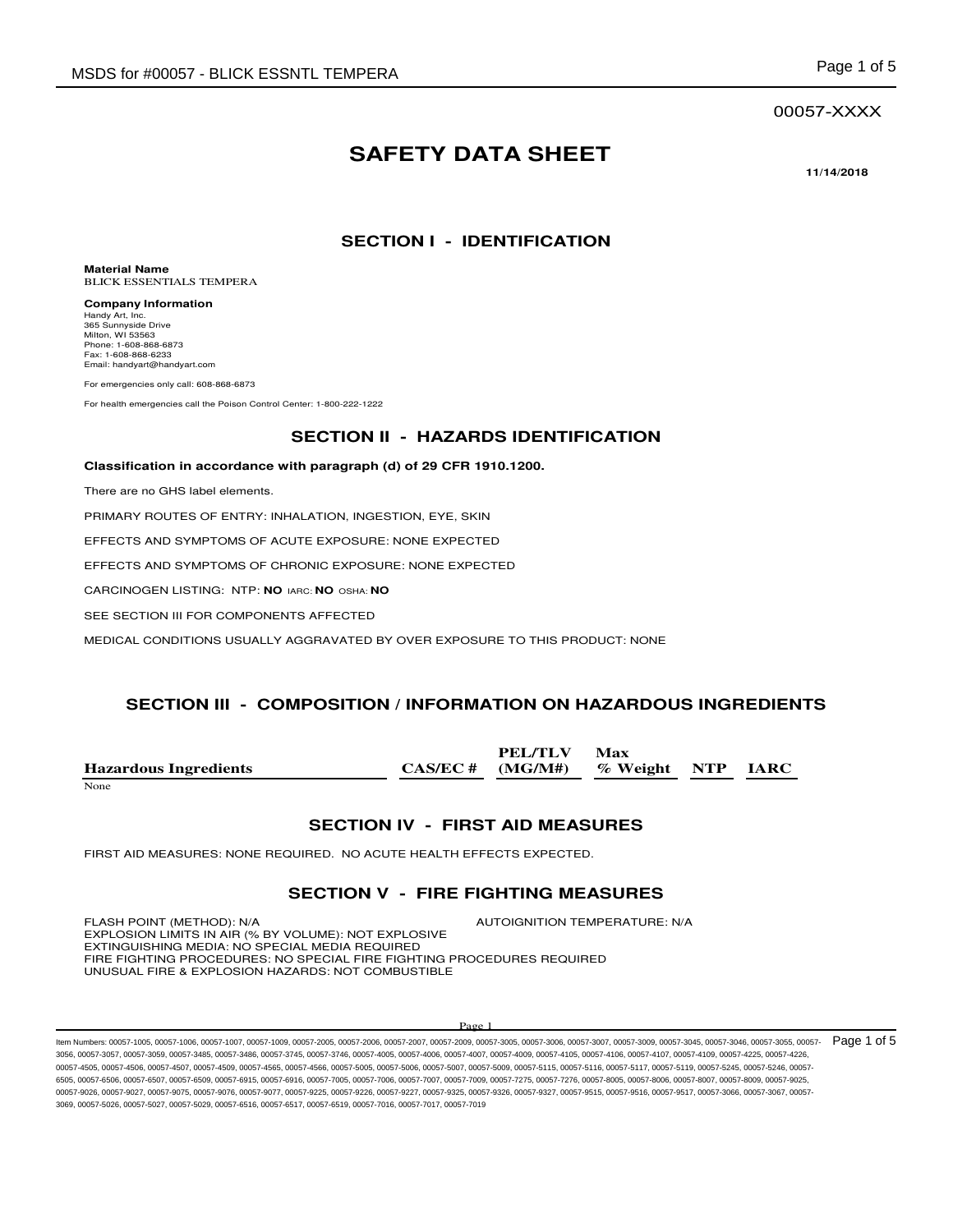00057-XXXX

# SAFETY DATA SHEET

**11/14/2018**

## SECTION I - IDENTIFICATION

**Material Name**
BLICK ESSENTIALS TEMPERA

**Company Information**
Handy Art, Inc.
365 Sunnyside Drive
Milton, WI 53563
Phone: 1-608-868-6873
Fax: 1-608-868-6233
Email: handyart@handyart.com

For emergencies only call: 608-868-6873

For health emergencies call the Poison Control Center: 1-800-222-1222

## SECTION II - HAZARDS IDENTIFICATION

**Classification in accordance with paragraph (d) of 29 CFR 1910.1200.**

There are no GHS label elements.

PRIMARY ROUTES OF ENTRY: INHALATION, INGESTION, EYE, SKIN

EFFECTS AND SYMPTOMS OF ACUTE EXPOSURE: NONE EXPECTED

EFFECTS AND SYMPTOMS OF CHRONIC EXPOSURE: NONE EXPECTED

CARCINOGEN LISTING: NTP: **NO** IARC: **NO** OSHA: **NO**

SEE SECTION III FOR COMPONENTS AFFECTED

MEDICAL CONDITIONS USUALLY AGGRAVATED BY OVER EXPOSURE TO THIS PRODUCT: NONE

## SECTION III - COMPOSITION / INFORMATION ON HAZARDOUS INGREDIENTS

| Hazardous Ingredients | CAS/EC # | PEL/TLV (MG/M#) | Max % Weight | NTP | IARC |
|---|---|---|---|---|---|
| None | | | | | |

## SECTION IV - FIRST AID MEASURES

FIRST AID MEASURES: NONE REQUIRED. NO ACUTE HEALTH EFFECTS EXPECTED.

## SECTION V - FIRE FIGHTING MEASURES

FLASH POINT (METHOD): N/A
AUTOIGNITION TEMPERATURE: N/A
EXPLOSION LIMITS IN AIR (% BY VOLUME): NOT EXPLOSIVE
EXTINGUISHING MEDIA: NO SPECIAL MEDIA REQUIRED
FIRE FIGHTING PROCEDURES: NO SPECIAL FIRE FIGHTING PROCEDURES REQUIRED
UNUSUAL FIRE & EXPLOSION HAZARDS: NOT COMBUSTIBLE

Item Numbers: 00057-1005, 00057-1006, 00057-1007, 00057-1009, 00057-2005, 00057-2006, 00057-2007, 00057-2009, 00057-3005, 00057-3006, 00057-3007, 00057-3009, 00057-3045, 00057-3046, 00057-3055, 00057-3056, 00057-3057, 00057-3059, 00057-3485, 00057-3486, 00057-3745, 00057-3746, 00057-4005, 00057-4006, 00057-4007, 00057-4009, 00057-4105, 00057-4106, 00057-4107, 00057-4109, 00057-4225, 00057-4226, 00057-4505, 00057-4506, 00057-4507, 00057-4509, 00057-4565, 00057-4566, 00057-5005, 00057-5006, 00057-5007, 00057-5009, 00057-5115, 00057-5116, 00057-5117, 00057-5119, 00057-5245, 00057-5246, 00057-6505, 00057-6506, 00057-6507, 00057-6509, 00057-6915, 00057-6916, 00057-7005, 00057-7006, 00057-7007, 00057-7009, 00057-7275, 00057-7276, 00057-8005, 00057-8006, 00057-8007, 00057-8009, 00057-9025, 00057-9026, 00057-9027, 00057-9075, 00057-9076, 00057-9077, 00057-9225, 00057-9226, 00057-9227, 00057-9325, 00057-9326, 00057-9327, 00057-9515, 00057-9516, 00057-9517, 00057-3066, 00057-3067, 00057-3069, 00057-5026, 00057-5027, 00057-5029, 00057-6516, 00057-6517, 00057-6519, 00057-7016, 00057-7017, 00057-7019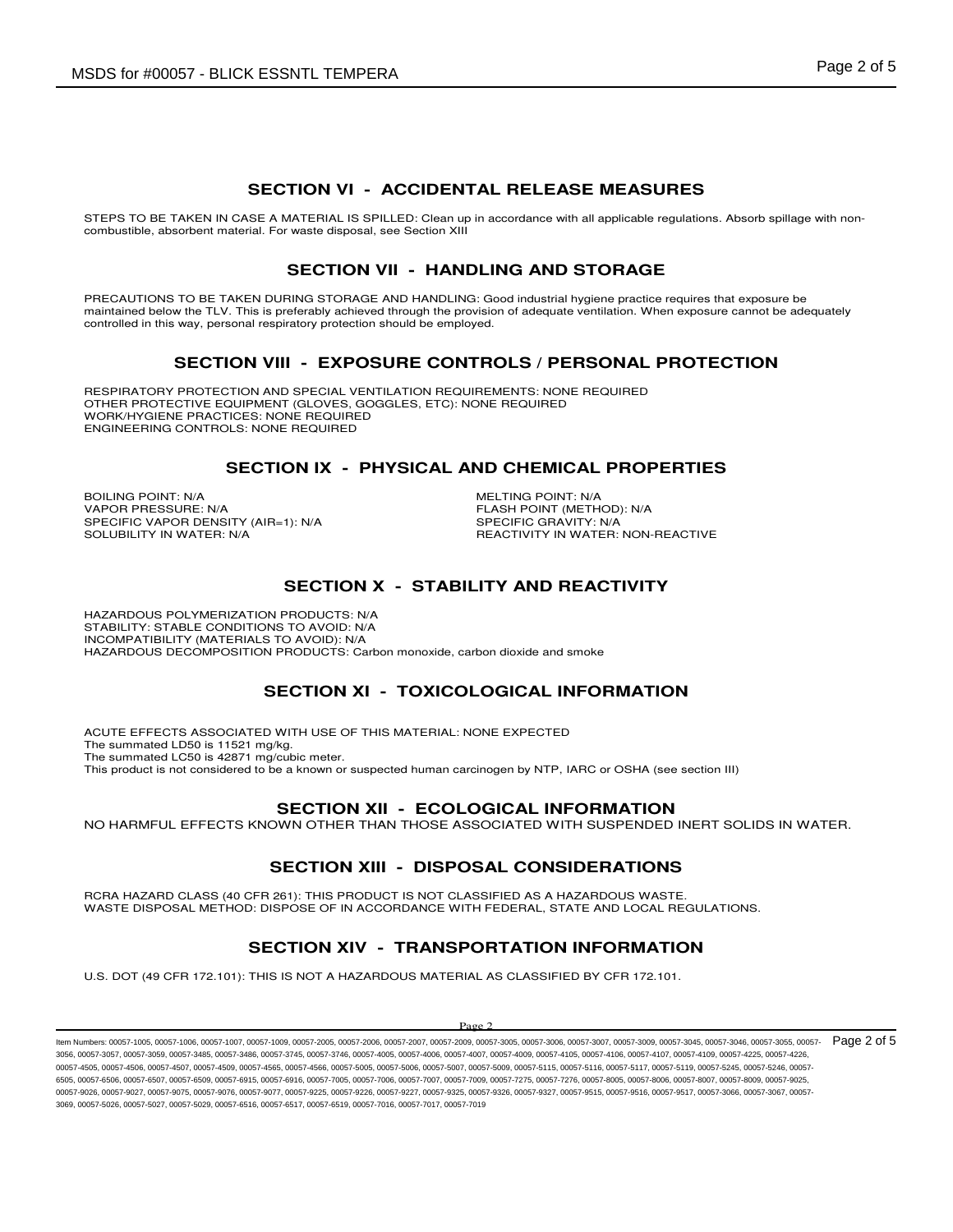## SECTION VI - ACCIDENTAL RELEASE MEASURES

STEPS TO BE TAKEN IN CASE A MATERIAL IS SPILLED: Clean up in accordance with all applicable regulations. Absorb spillage with non-combustible, absorbent material. For waste disposal, see Section XIII

## SECTION VII - HANDLING AND STORAGE

PRECAUTIONS TO BE TAKEN DURING STORAGE AND HANDLING: Good industrial hygiene practice requires that exposure be maintained below the TLV. This is preferably achieved through the provision of adequate ventilation. When exposure cannot be adequately controlled in this way, personal respiratory protection should be employed.

## SECTION VIII - EXPOSURE CONTROLS / PERSONAL PROTECTION

RESPIRATORY PROTECTION AND SPECIAL VENTILATION REQUIREMENTS: NONE REQUIRED
OTHER PROTECTIVE EQUIPMENT (GLOVES, GOGGLES, ETC): NONE REQUIRED
WORK/HYGIENE PRACTICES: NONE REQUIRED
ENGINEERING CONTROLS: NONE REQUIRED

## SECTION IX - PHYSICAL AND CHEMICAL PROPERTIES

BOILING POINT: N/A
VAPOR PRESSURE: N/A
SPECIFIC VAPOR DENSITY (AIR=1): N/A
SOLUBILITY IN WATER: N/A
MELTING POINT: N/A
FLASH POINT (METHOD): N/A
SPECIFIC GRAVITY: N/A
REACTIVITY IN WATER: NON-REACTIVE

## SECTION X - STABILITY AND REACTIVITY

HAZARDOUS POLYMERIZATION PRODUCTS: N/A
STABILITY: STABLE CONDITIONS TO AVOID: N/A
INCOMPATIBILITY (MATERIALS TO AVOID): N/A
HAZARDOUS DECOMPOSITION PRODUCTS: Carbon monoxide, carbon dioxide and smoke

## SECTION XI - TOXICOLOGICAL INFORMATION

ACUTE EFFECTS ASSOCIATED WITH USE OF THIS MATERIAL: NONE EXPECTED
The summated LD50 is 11521 mg/kg.
The summated LC50 is 42871 mg/cubic meter.
This product is not considered to be a known or suspected human carcinogen by NTP, IARC or OSHA (see section III)

## SECTION XII - ECOLOGICAL INFORMATION

NO HARMFUL EFFECTS KNOWN OTHER THAN THOSE ASSOCIATED WITH SUSPENDED INERT SOLIDS IN WATER.

## SECTION XIII - DISPOSAL CONSIDERATIONS

RCRA HAZARD CLASS (40 CFR 261): THIS PRODUCT IS NOT CLASSIFIED AS A HAZARDOUS WASTE.
WASTE DISPOSAL METHOD: DISPOSE OF IN ACCORDANCE WITH FEDERAL, STATE AND LOCAL REGULATIONS.

## SECTION XIV - TRANSPORTATION INFORMATION

U.S. DOT (49 CFR 172.101): THIS IS NOT A HAZARDOUS MATERIAL AS CLASSIFIED BY CFR 172.101.

Item Numbers: 00057-1005, 00057-1006, 00057-1007, 00057-1009, 00057-2005, 00057-2006, 00057-2007, 00057-2009, 00057-3005, 00057-3006, 00057-3007, 00057-3009, 00057-3045, 00057-3046, 00057-3055, 00057-3056, 00057-3057, 00057-3059, 00057-3485, 00057-3486, 00057-3745, 00057-3746, 00057-4005, 00057-4006, 00057-4007, 00057-4009, 00057-4105, 00057-4106, 00057-4107, 00057-4109, 00057-4225, 00057-4226, 00057-4505, 00057-4506, 00057-4507, 00057-4509, 00057-4565, 00057-4566, 00057-5005, 00057-5006, 00057-5007, 00057-5009, 00057-5115, 00057-5116, 00057-5117, 00057-5119, 00057-5245, 00057-5246, 00057-6505, 00057-6506, 00057-6507, 00057-6509, 00057-6915, 00057-6916, 00057-7005, 00057-7006, 00057-7007, 00057-7009, 00057-7275, 00057-7276, 00057-8005, 00057-8006, 00057-8007, 00057-8009, 00057-9025, 00057-9026, 00057-9027, 00057-9075, 00057-9076, 00057-9077, 00057-9225, 00057-9226, 00057-9227, 00057-9325, 00057-9326, 00057-9327, 00057-9515, 00057-9516, 00057-9517, 00057-3066, 00057-3067, 00057-3069, 00057-5026, 00057-5027, 00057-5029, 00057-6516, 00057-6517, 00057-6519, 00057-7016, 00057-7017, 00057-7019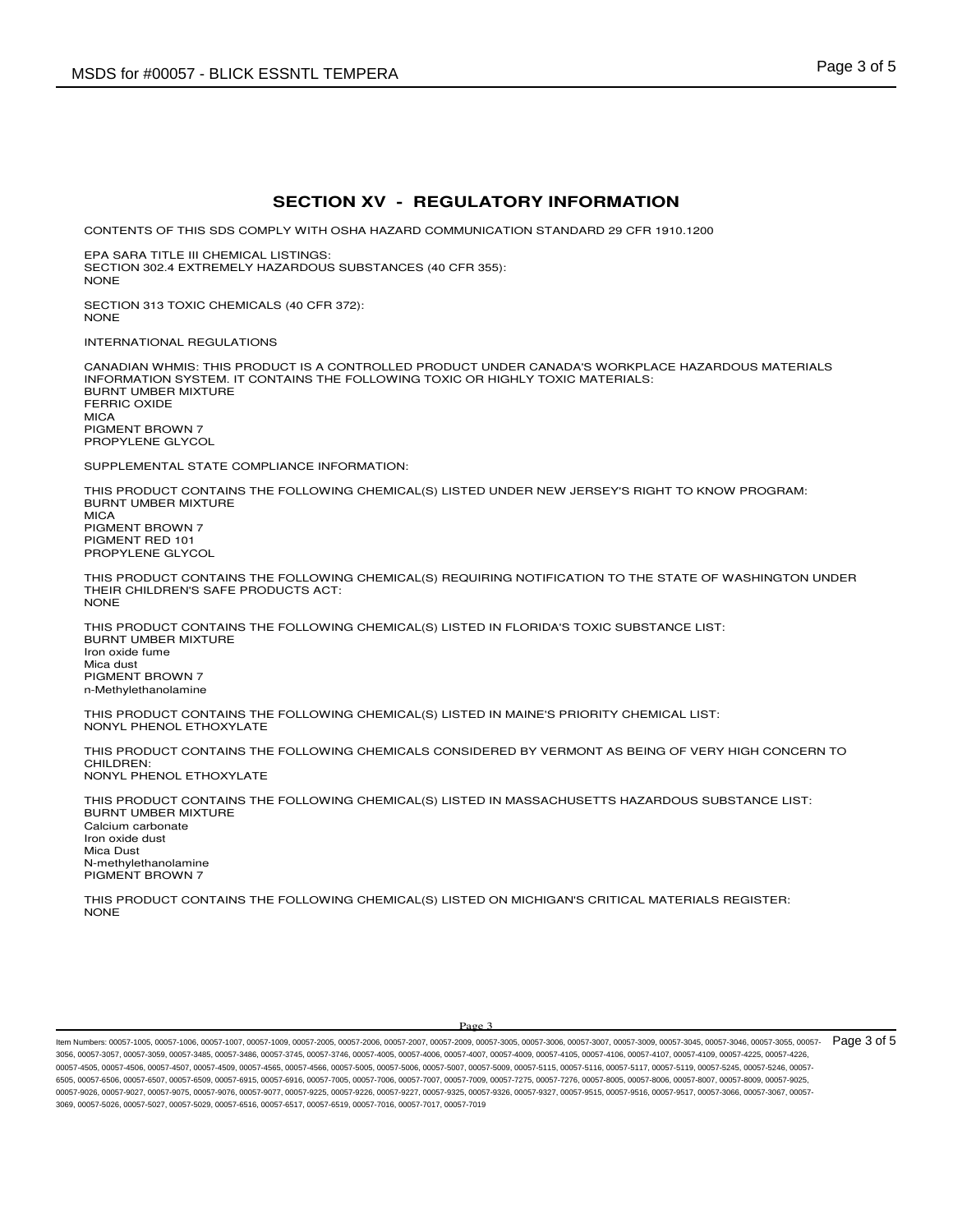## SECTION XV - REGULATORY INFORMATION

CONTENTS OF THIS SDS COMPLY WITH OSHA HAZARD COMMUNICATION STANDARD 29 CFR 1910.1200

EPA SARA TITLE III CHEMICAL LISTINGS:
SECTION 302.4 EXTREMELY HAZARDOUS SUBSTANCES (40 CFR 355):
NONE

SECTION 313 TOXIC CHEMICALS (40 CFR 372):
NONE

INTERNATIONAL REGULATIONS

CANADIAN WHMIS: THIS PRODUCT IS A CONTROLLED PRODUCT UNDER CANADA'S WORKPLACE HAZARDOUS MATERIALS INFORMATION SYSTEM. IT CONTAINS THE FOLLOWING TOXIC OR HIGHLY TOXIC MATERIALS:
BURNT UMBER MIXTURE
FERRIC OXIDE
MICA
PIGMENT BROWN 7
PROPYLENE GLYCOL

SUPPLEMENTAL STATE COMPLIANCE INFORMATION:

THIS PRODUCT CONTAINS THE FOLLOWING CHEMICAL(S) LISTED UNDER NEW JERSEY'S RIGHT TO KNOW PROGRAM:
BURNT UMBER MIXTURE
MICA
PIGMENT BROWN 7
PIGMENT RED 101
PROPYLENE GLYCOL

THIS PRODUCT CONTAINS THE FOLLOWING CHEMICAL(S) REQUIRING NOTIFICATION TO THE STATE OF WASHINGTON UNDER THEIR CHILDREN'S SAFE PRODUCTS ACT:
NONE

THIS PRODUCT CONTAINS THE FOLLOWING CHEMICAL(S) LISTED IN FLORIDA'S TOXIC SUBSTANCE LIST:
BURNT UMBER MIXTURE
Iron oxide fume
Mica dust
PIGMENT BROWN 7
n-Methylethanolamine

THIS PRODUCT CONTAINS THE FOLLOWING CHEMICAL(S) LISTED IN MAINE'S PRIORITY CHEMICAL LIST:
NONYL PHENOL ETHOXYLATE

THIS PRODUCT CONTAINS THE FOLLOWING CHEMICALS CONSIDERED BY VERMONT AS BEING OF VERY HIGH CONCERN TO CHILDREN:
NONYL PHENOL ETHOXYLATE

THIS PRODUCT CONTAINS THE FOLLOWING CHEMICAL(S) LISTED IN MASSACHUSETTS HAZARDOUS SUBSTANCE LIST:
BURNT UMBER MIXTURE
Calcium carbonate
Iron oxide dust
Mica Dust
N-methylethanolamine
PIGMENT BROWN 7

THIS PRODUCT CONTAINS THE FOLLOWING CHEMICAL(S) LISTED ON MICHIGAN'S CRITICAL MATERIALS REGISTER:
NONE

Item Numbers: 00057-1005, 00057-1006, 00057-1007, 00057-1009, 00057-2005, 00057-2006, 00057-2007, 00057-2009, 00057-3005, 00057-3006, 00057-3007, 00057-3009, 00057-3045, 00057-3046, 00057-3055, 00057-3056, 00057-3057, 00057-3059, 00057-3485, 00057-3486, 00057-3745, 00057-3746, 00057-4005, 00057-4006, 00057-4007, 00057-4009, 00057-4105, 00057-4106, 00057-4107, 00057-4109, 00057-4225, 00057-4226, 00057-4505, 00057-4506, 00057-4507, 00057-4509, 00057-4565, 00057-4566, 00057-5005, 00057-5006, 00057-5007, 00057-5009, 00057-5115, 00057-5116, 00057-5117, 00057-5119, 00057-5245, 00057-5246, 00057-6505, 00057-6506, 00057-6507, 00057-6509, 00057-6915, 00057-6916, 00057-7005, 00057-7006, 00057-7007, 00057-7009, 00057-7275, 00057-7276, 00057-8005, 00057-8006, 00057-8007, 00057-8009, 00057-9025, 00057-9026, 00057-9027, 00057-9075, 00057-9076, 00057-9077, 00057-9225, 00057-9226, 00057-9227, 00057-9325, 00057-9326, 00057-9327, 00057-9515, 00057-9516, 00057-9517, 00057-3066, 00057-3067, 00057-3069, 00057-5026, 00057-5027, 00057-5029, 00057-6516, 00057-6517, 00057-6519, 00057-7016, 00057-7017, 00057-7019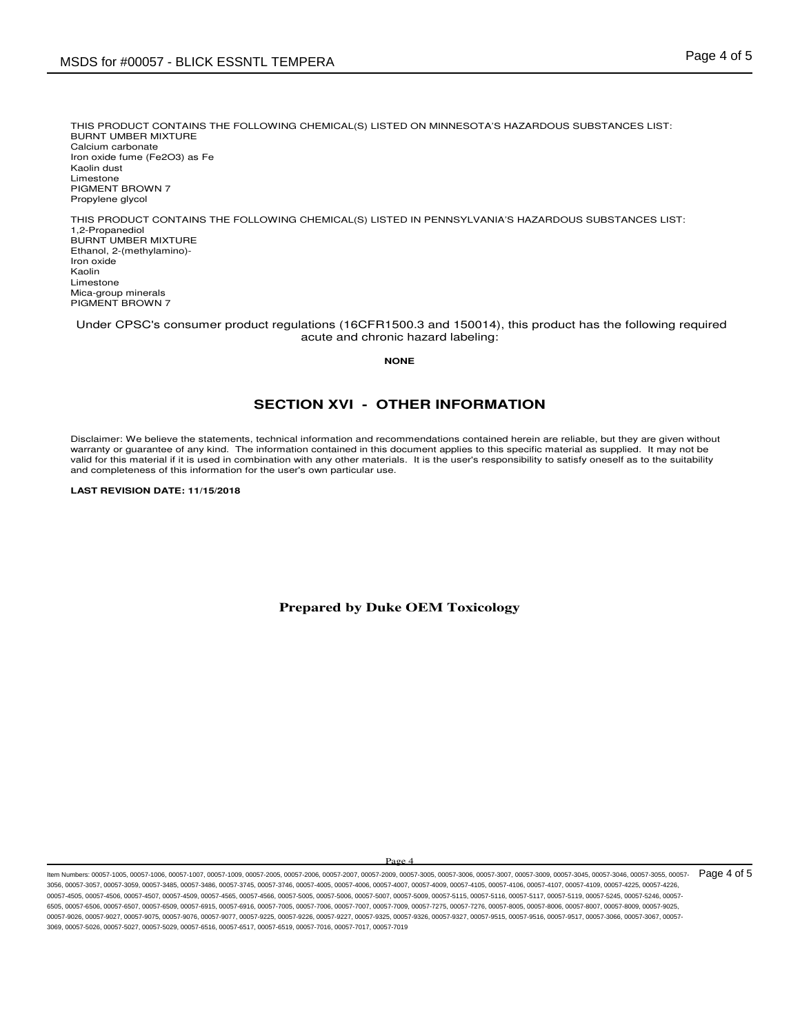THIS PRODUCT CONTAINS THE FOLLOWING CHEMICAL(S) LISTED ON MINNESOTA'S HAZARDOUS SUBSTANCES LIST:

- BURNT UMBER MIXTURE
- Calcium carbonate
- Iron oxide fume ($Fe_2O_3$) as Fe
- Kaolin dust
- Limestone
- PIGMENT BROWN 7
- Propylene glycol

THIS PRODUCT CONTAINS THE FOLLOWING CHEMICAL(S) LISTED IN PENNSYLVANIA'S HAZARDOUS SUBSTANCES LIST:

- 1,2-Propanediol
- BURNT UMBER MIXTURE
- Ethanol, 2-(methylamino)-
- Iron oxide
- Kaolin
- Limestone
- Mica-group minerals
- PIGMENT BROWN 7

Under CPSC's consumer product regulations (16CFR1500.3 and 150014), this product has the following required acute and chronic hazard labeling:

**NONE**

## SECTION XVI - OTHER INFORMATION

Disclaimer: We believe the statements, technical information and recommendations contained herein are reliable, but they are given without warranty or guarantee of any kind. The information contained in this document applies to this specific material as supplied. It may not be valid for this material if it is used in combination with any other materials. It is the user's responsibility to satisfy oneself as to the suitability and completeness of this information for the user's own particular use.

**LAST REVISION DATE: 11/15/2018**

**Prepared by Duke OEM Toxicology**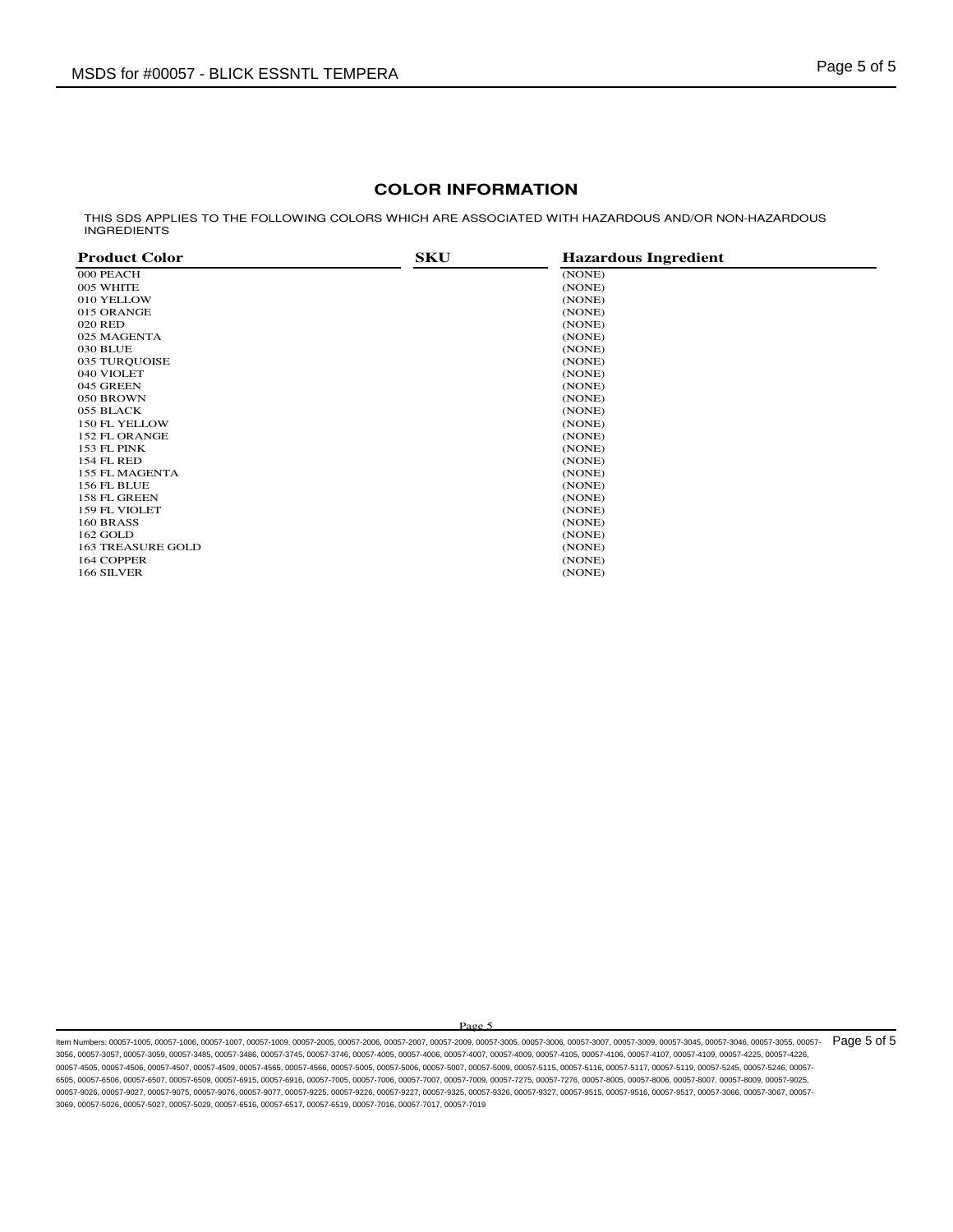## COLOR INFORMATION

THIS SDS APPLIES TO THE FOLLOWING COLORS WHICH ARE ASSOCIATED WITH HAZARDOUS AND/OR NON-HAZARDOUS INGREDIENTS

| Product Color | SKU | Hazardous Ingredient |
|---|---|---|
| 000 PEACH | | (NONE) |
| 005 WHITE | | (NONE) |
| 010 YELLOW | | (NONE) |
| 015 ORANGE | | (NONE) |
| 020 RED | | (NONE) |
| 025 MAGENTA | | (NONE) |
| 030 BLUE | | (NONE) |
| 035 TURQUOISE | | (NONE) |
| 040 VIOLET | | (NONE) |
| 045 GREEN | | (NONE) |
| 050 BROWN | | (NONE) |
| 055 BLACK | | (NONE) |
| 150 FL YELLOW | | (NONE) |
| 152 FL ORANGE | | (NONE) |
| 153 FL PINK | | (NONE) |
| 154 FL RED | | (NONE) |
| 155 FL MAGENTA | | (NONE) |
| 156 FL BLUE | | (NONE) |
| 158 FL GREEN | | (NONE) |
| 159 FL VIOLET | | (NONE) |
| 160 BRASS | | (NONE) |
| 162 GOLD | | (NONE) |
| 163 TREASURE GOLD | | (NONE) |
| 164 COPPER | | (NONE) |
| 166 SILVER | | (NONE) |

Item Numbers: 00057-1005, 00057-1006, 00057-1007, 00057-1009, 00057-2005, 00057-2006, 00057-2007, 00057-2009, 00057-3005, 00057-3006, 00057-3007, 00057-3009, 00057-3045, 00057-3046, 00057-3055, 00057-3056, 00057-3057, 00057-3059, 00057-3485, 00057-3486, 00057-3745, 00057-3746, 00057-4005, 00057-4006, 00057-4007, 00057-4009, 00057-4105, 00057-4106, 00057-4107, 00057-4109, 00057-4225, 00057-4226, 00057-4505, 00057-4506, 00057-4507, 00057-4509, 00057-4565, 00057-4566, 00057-5005, 00057-5006, 00057-5007, 00057-5009, 00057-5115, 00057-5116, 00057-5117, 00057-5119, 00057-5245, 00057-5246, 00057-6505, 00057-6506, 00057-6507, 00057-6509, 00057-6915, 00057-6916, 00057-7005, 00057-7006, 00057-7007, 00057-7009, 00057-7275, 00057-7276, 00057-8005, 00057-8006, 00057-8007, 00057-8009, 00057-9025, 00057-9026, 00057-9027, 00057-9075, 00057-9076, 00057-9077, 00057-9225, 00057-9226, 00057-9227, 00057-9325, 00057-9326, 00057-9327, 00057-9515, 00057-9516, 00057-9517, 00057-3066, 00057-3067, 00057-3069, 00057-5026, 00057-5027, 00057-5029, 00057-6516, 00057-6517, 00057-6519, 00057-7016, 00057-7017, 00057-7019